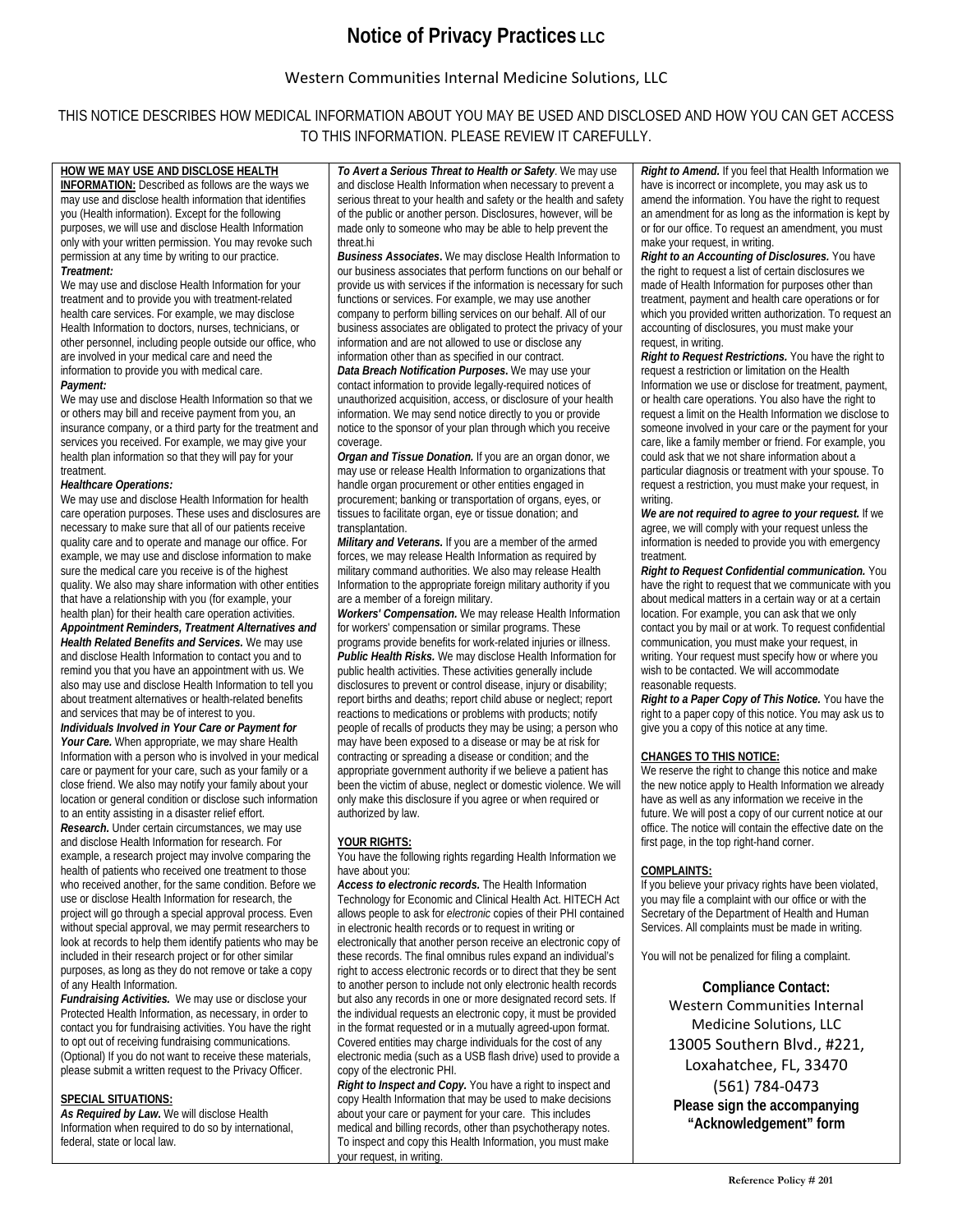# Notice of Privacy Practices LLC

Western Communities Internal Medicine Solutions, LLC

THIS NOTICE DESCRIBES HOW MEDICAL INFORMATION ABOUT YOU MAY BE USED AND DISCLOSED AND HOW YOU CAN GET ACCESS TO THIS INFORMATION. PLEASE REVIEW IT CAREFULLY.

**HOW WE MAY USE AND DISCLOSE HEALTH INFORMATION:** Described as follows are the ways we may use and disclose health information that identifies you (Health information). Except for the following purposes, we will use and disclose Health Information only with your written permission. You may revoke such permission at any time by writing to our practice.

***Treatment:***

We may use and disclose Health Information for your treatment and to provide you with treatment-related health care services. For example, we may disclose Health Information to doctors, nurses, technicians, or other personnel, including people outside our office, who are involved in your medical care and need the information to provide you with medical care.

***Payment:***

We may use and disclose Health Information so that we or others may bill and receive payment from you, an insurance company, or a third party for the treatment and services you received. For example, we may give your health plan information so that they will pay for your treatment.

***Healthcare Operations:***

We may use and disclose Health Information for health care operation purposes. These uses and disclosures are necessary to make sure that all of our patients receive quality care and to operate and manage our office. For example, we may use and disclose information to make sure the medical care you receive is of the highest quality. We also may share information with other entities that have a relationship with you (for example, your health plan) for their health care operation activities.

***Appointment Reminders, Treatment Alternatives and Health Related Benefits and Services.*** We may use and disclose Health Information to contact you and to remind you that you have an appointment with us. We also may use and disclose Health Information to tell you about treatment alternatives or health-related benefits and services that may be of interest to you.

***Individuals Involved in Your Care or Payment for Your Care.*** When appropriate, we may share Health Information with a person who is involved in your medical care or payment for your care, such as your family or a close friend. We also may notify your family about your location or general condition or disclose such information to an entity assisting in a disaster relief effort.

***Research.*** Under certain circumstances, we may use and disclose Health Information for research. For example, a research project may involve comparing the health of patients who received one treatment to those who received another, for the same condition. Before we use or disclose Health Information for research, the project will go through a special approval process. Even without special approval, we may permit researchers to look at records to help them identify patients who may be included in their research project or for other similar purposes, as long as they do not remove or take a copy of any Health Information.

***Fundraising Activities.*** We may use or disclose your Protected Health Information, as necessary, in order to contact you for fundraising activities. You have the right to opt out of receiving fundraising communications. (Optional) If you do not want to receive these materials, please submit a written request to the Privacy Officer.

**SPECIAL SITUATIONS:**

***As Required by Law.*** We will disclose Health Information when required to do so by international, federal, state or local law.

***To Avert a Serious Threat to Health or Safety.*** We may use and disclose Health Information when necessary to prevent a serious threat to your health and safety or the health and safety of the public or another person. Disclosures, however, will be made only to someone who may be able to help prevent the threat.hi

***Business Associates.*** We may disclose Health Information to our business associates that perform functions on our behalf or provide us with services if the information is necessary for such functions or services. For example, we may use another company to perform billing services on our behalf. All of our business associates are obligated to protect the privacy of your information and are not allowed to use or disclose any information other than as specified in our contract.

***Data Breach Notification Purposes.*** We may use your contact information to provide legally-required notices of unauthorized acquisition, access, or disclosure of your health information. We may send notice directly to you or provide notice to the sponsor of your plan through which you receive coverage.

***Organ and Tissue Donation.*** If you are an organ donor, we may use or release Health Information to organizations that handle organ procurement or other entities engaged in procurement; banking or transportation of organs, eyes, or tissues to facilitate organ, eye or tissue donation; and transplantation.

***Military and Veterans.*** If you are a member of the armed forces, we may release Health Information as required by military command authorities. We also may release Health Information to the appropriate foreign military authority if you are a member of a foreign military.

***Workers' Compensation.*** We may release Health Information for workers' compensation or similar programs. These programs provide benefits for work-related injuries or illness.

***Public Health Risks.*** We may disclose Health Information for public health activities. These activities generally include disclosures to prevent or control disease, injury or disability; report births and deaths; report child abuse or neglect; report reactions to medications or problems with products; notify people of recalls of products they may be using; a person who may have been exposed to a disease or may be at risk for contracting or spreading a disease or condition; and the appropriate government authority if we believe a patient has been the victim of abuse, neglect or domestic violence. We will only make this disclosure if you agree or when required or authorized by law.

**YOUR RIGHTS:**

You have the following rights regarding Health Information we have about you:

***Access to electronic records.*** The Health Information Technology for Economic and Clinical Health Act. HITECH Act allows people to ask for *electronic* copies of their PHI contained in electronic health records or to request in writing or electronically that another person receive an electronic copy of these records. The final omnibus rules expand an individual's right to access electronic records or to direct that they be sent to another person to include not only electronic health records but also any records in one or more designated record sets. If the individual requests an electronic copy, it must be provided in the format requested or in a mutually agreed-upon format. Covered entities may charge individuals for the cost of any electronic media (such as a USB flash drive) used to provide a copy of the electronic PHI.

***Right to Inspect and Copy.*** You have a right to inspect and copy Health Information that may be used to make decisions about your care or payment for your care. This includes medical and billing records, other than psychotherapy notes. To inspect and copy this Health Information, you must make your request, in writing.

***Right to Amend.*** If you feel that Health Information we have is incorrect or incomplete, you may ask us to amend the information. You have the right to request an amendment for as long as the information is kept by or for our office. To request an amendment, you must make your request, in writing.

***Right to an Accounting of Disclosures.*** You have the right to request a list of certain disclosures we made of Health Information for purposes other than treatment, payment and health care operations or for which you provided written authorization. To request an accounting of disclosures, you must make your request, in writing.

***Right to Request Restrictions.*** You have the right to request a restriction or limitation on the Health Information we use or disclose for treatment, payment, or health care operations. You also have the right to request a limit on the Health Information we disclose to someone involved in your care or the payment for your care, like a family member or friend. For example, you could ask that we not share information about a particular diagnosis or treatment with your spouse. To request a restriction, you must make your request, in writing.

***We are not required to agree to your request.*** If we agree, we will comply with your request unless the information is needed to provide you with emergency treatment.

***Right to Request Confidential communication.*** You have the right to request that we communicate with you about medical matters in a certain way or at a certain location. For example, you can ask that we only contact you by mail or at work. To request confidential communication, you must make your request, in writing. Your request must specify how or where you wish to be contacted. We will accommodate reasonable requests.

***Right to a Paper Copy of This Notice.*** You have the right to a paper copy of this notice. You may ask us to give you a copy of this notice at any time.

**CHANGES TO THIS NOTICE:**

We reserve the right to change this notice and make the new notice apply to Health Information we already have as well as any information we receive in the future. We will post a copy of our current notice at our office. The notice will contain the effective date on the first page, in the top right-hand corner.

**COMPLAINTS:**

If you believe your privacy rights have been violated, you may file a complaint with our office or with the Secretary of the Department of Health and Human Services. All complaints must be made in writing.

You will not be penalized for filing a complaint.

**Compliance Contact:**
Western Communities Internal Medicine Solutions, LLC
13005 Southern Blvd., #221,
Loxahatchee, FL, 33470
(561) 784-0473
**Please sign the accompanying "Acknowledgement" form**

Reference Policy # 201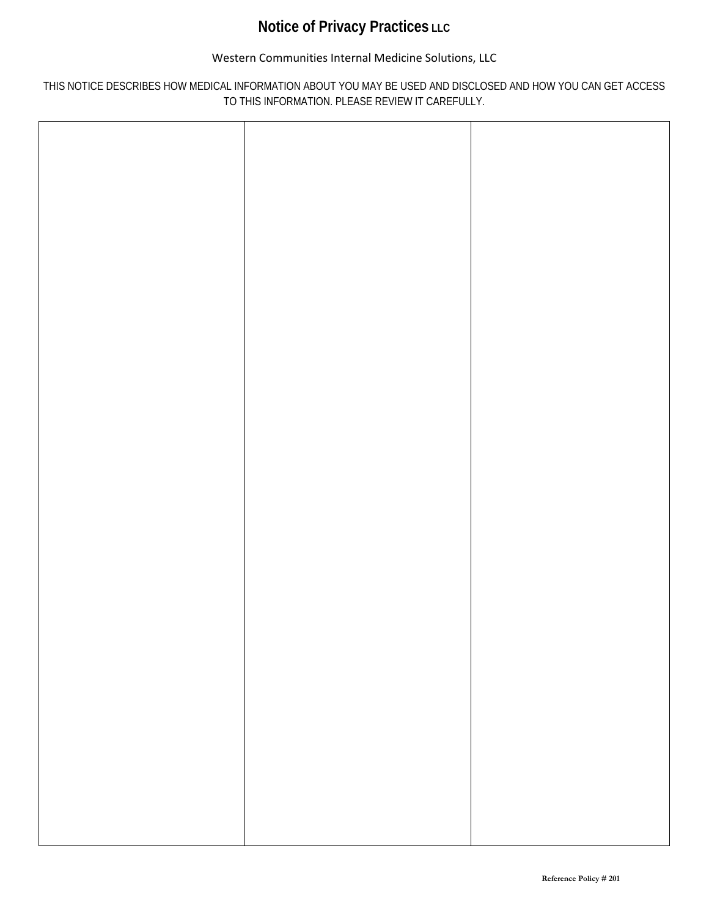# Notice of Privacy Practices LLC

Western Communities Internal Medicine Solutions, LLC

THIS NOTICE DESCRIBES HOW MEDICAL INFORMATION ABOUT YOU MAY BE USED AND DISCLOSED AND HOW YOU CAN GET ACCESS TO THIS INFORMATION. PLEASE REVIEW IT CAREFULLY.

| | | |
|---|---|---|
| | | |

Reference Policy # 201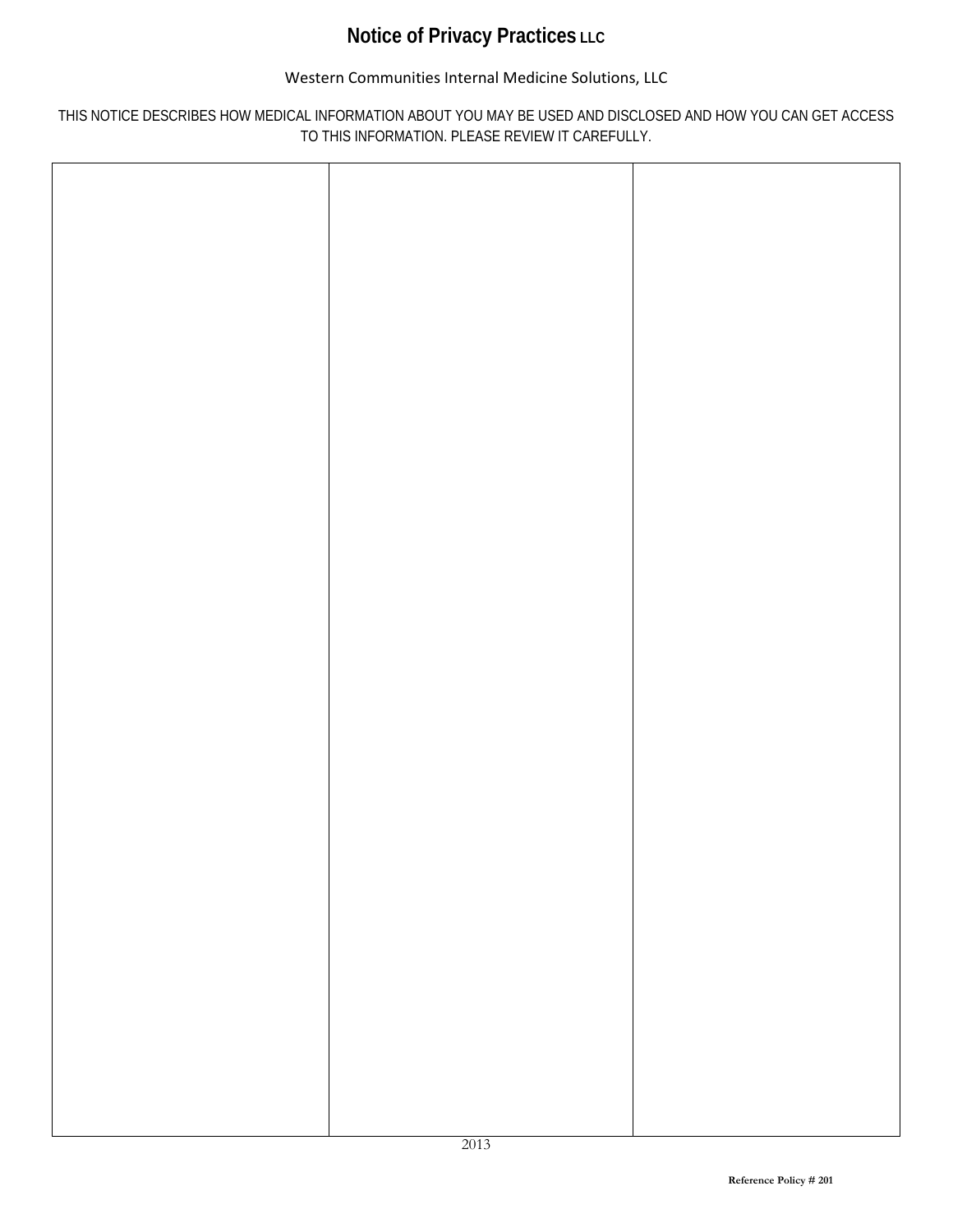# Notice of Privacy Practices LLC

Western Communities Internal Medicine Solutions, LLC

THIS NOTICE DESCRIBES HOW MEDICAL INFORMATION ABOUT YOU MAY BE USED AND DISCLOSED AND HOW YOU CAN GET ACCESS TO THIS INFORMATION. PLEASE REVIEW IT CAREFULLY.

2013

Reference Policy # 201